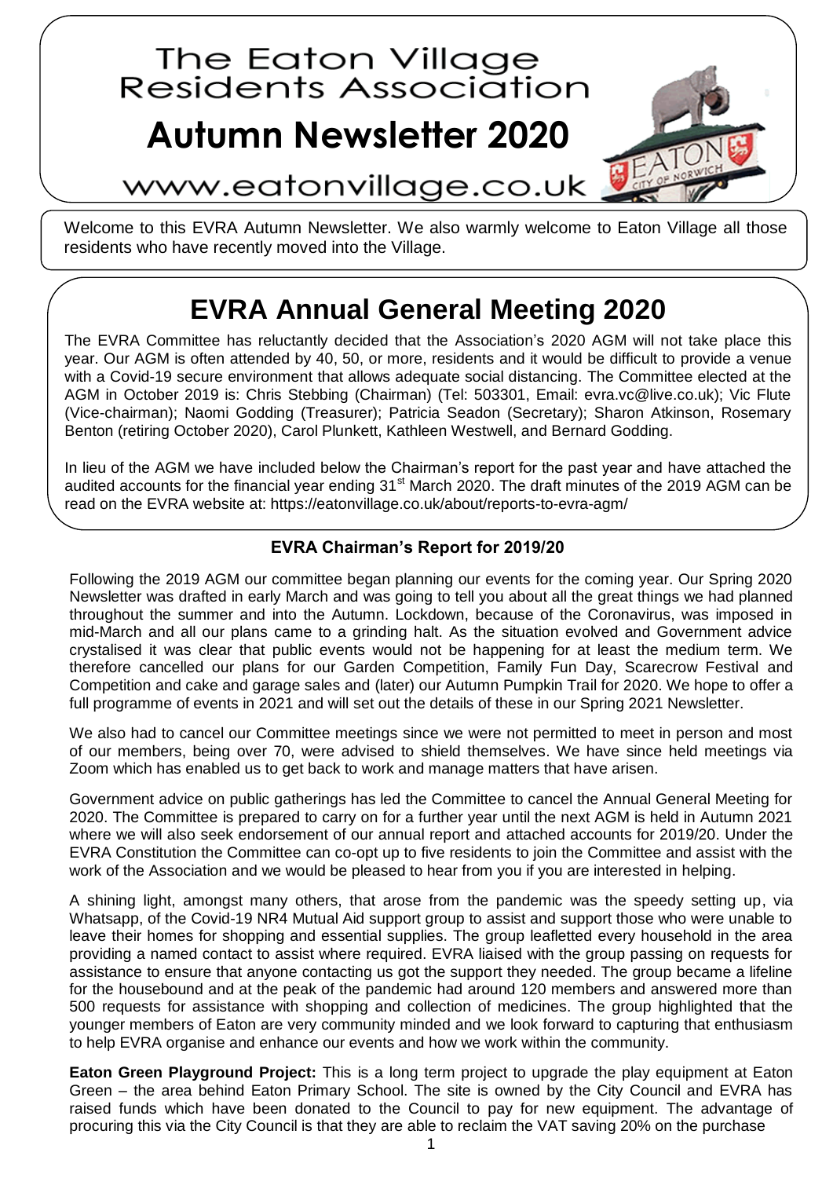# The Eaton Village Residents Association

# Autumn Newsletter 2020

www.eatonvillage.co.uk

Welcome to this EVRA Autumn Newsletter. We also warmly welcome to Eaton Village all those residents who have recently moved into the Village.

## EVRA Annual General Meeting 2020

The EVRA Committee has reluctantly decided that the Association's 2020 AGM will not take place this year. Our AGM is often attended by 40, 50, or more, residents and it would be difficult to provide a venue with a Covid-19 secure environment that allows adequate social distancing. The Committee elected at the AGM in October 2019 is: Chris Stebbing (Chairman) (Tel: 503301, Email: evra.vc@live.co.uk); Vic Flute (Vice-chairman); Naomi Godding (Treasurer); Patricia Seadon (Secretary); Sharon Atkinson, Rosemary Benton (retiring October 2020), Carol Plunkett, Kathleen Westwell, and Bernard Godding.

In lieu of the AGM we have included below the Chairman's report for the past year and have attached the audited accounts for the financial year ending 31st March 2020. The draft minutes of the 2019 AGM can be read on the EVRA website at: https://eatonvillage.co.uk/about/reports-to-evra-agm/

### EVRA Chairman's Report for 2019/20

Following the 2019 AGM our committee began planning our events for the coming year. Our Spring 2020 Newsletter was drafted in early March and was going to tell you about all the great things we had planned throughout the summer and into the Autumn. Lockdown, because of the Coronavirus, was imposed in mid-March and all our plans came to a grinding halt. As the situation evolved and Government advice crystalised it was clear that public events would not be happening for at least the medium term. We therefore cancelled our plans for our Garden Competition, Family Fun Day, Scarecrow Festival and Competition and cake and garage sales and (later) our Autumn Pumpkin Trail for 2020. We hope to offer a full programme of events in 2021 and will set out the details of these in our Spring 2021 Newsletter.

We also had to cancel our Committee meetings since we were not permitted to meet in person and most of our members, being over 70, were advised to shield themselves. We have since held meetings via Zoom which has enabled us to get back to work and manage matters that have arisen.

Government advice on public gatherings has led the Committee to cancel the Annual General Meeting for 2020. The Committee is prepared to carry on for a further year until the next AGM is held in Autumn 2021 where we will also seek endorsement of our annual report and attached accounts for 2019/20. Under the EVRA Constitution the Committee can co-opt up to five residents to join the Committee and assist with the work of the Association and we would be pleased to hear from you if you are interested in helping.

A shining light, amongst many others, that arose from the pandemic was the speedy setting up, via Whatsapp, of the Covid-19 NR4 Mutual Aid support group to assist and support those who were unable to leave their homes for shopping and essential supplies. The group leafletted every household in the area providing a named contact to assist where required. EVRA liaised with the group passing on requests for assistance to ensure that anyone contacting us got the support they needed. The group became a lifeline for the housebound and at the peak of the pandemic had around 120 members and answered more than 500 requests for assistance with shopping and collection of medicines. The group highlighted that the younger members of Eaton are very community minded and we look forward to capturing that enthusiasm to help EVRA organise and enhance our events and how we work within the community.

**Eaton Green Playground Project:** This is a long term project to upgrade the play equipment at Eaton Green – the area behind Eaton Primary School. The site is owned by the City Council and EVRA has raised funds which have been donated to the Council to pay for new equipment. The advantage of procuring this via the City Council is that they are able to reclaim the VAT saving 20% on the purchase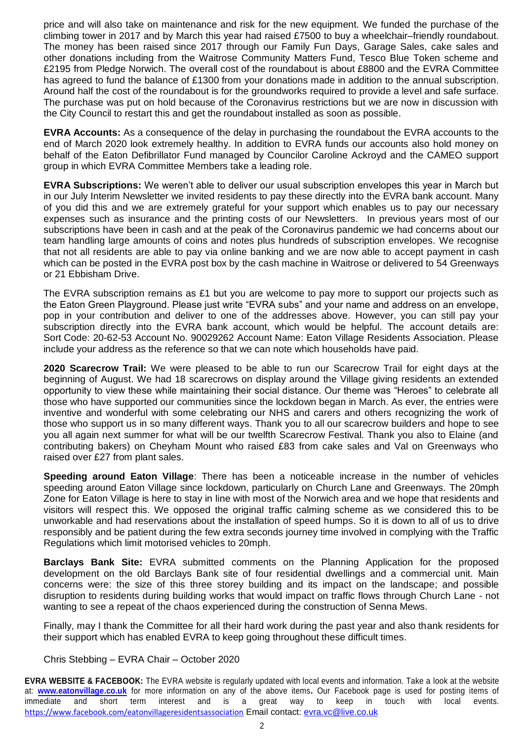price and will also take on maintenance and risk for the new equipment. We funded the purchase of the climbing tower in 2017 and by March this year had raised £7500 to buy a wheelchair–friendly roundabout. The money has been raised since 2017 through our Family Fun Days, Garage Sales, cake sales and other donations including from the Waitrose Community Matters Fund, Tesco Blue Token scheme and £2195 from Pledge Norwich. The overall cost of the roundabout is about £8800 and the EVRA Committee has agreed to fund the balance of £1300 from your donations made in addition to the annual subscription. Around half the cost of the roundabout is for the groundworks required to provide a level and safe surface. The purchase was put on hold because of the Coronavirus restrictions but we are now in discussion with the City Council to restart this and get the roundabout installed as soon as possible.

**EVRA Accounts:** As a consequence of the delay in purchasing the roundabout the EVRA accounts to the end of March 2020 look extremely healthy. In addition to EVRA funds our accounts also hold money on behalf of the Eaton Defibrillator Fund managed by Councilor Caroline Ackroyd and the CAMEO support group in which EVRA Committee Members take a leading role.

**EVRA Subscriptions:** We weren't able to deliver our usual subscription envelopes this year in March but in our July Interim Newsletter we invited residents to pay these directly into the EVRA bank account. Many of you did this and we are extremely grateful for your support which enables us to pay our necessary expenses such as insurance and the printing costs of our Newsletters. In previous years most of our subscriptions have been in cash and at the peak of the Coronavirus pandemic we had concerns about our team handling large amounts of coins and notes plus hundreds of subscription envelopes. We recognise that not all residents are able to pay via online banking and we are now able to accept payment in cash which can be posted in the EVRA post box by the cash machine in Waitrose or delivered to 54 Greenways or 21 Ebbisham Drive.

The EVRA subscription remains as £1 but you are welcome to pay more to support our projects such as the Eaton Green Playground. Please just write "EVRA subs" and your name and address on an envelope, pop in your contribution and deliver to one of the addresses above. However, you can still pay your subscription directly into the EVRA bank account, which would be helpful. The account details are: Sort Code: 20-62-53 Account No. 90029262 Account Name: Eaton Village Residents Association. Please include your address as the reference so that we can note which households have paid.

**2020 Scarecrow Trail:** We were pleased to be able to run our Scarecrow Trail for eight days at the beginning of August. We had 18 scarecrows on display around the Village giving residents an extended opportunity to view these while maintaining their social distance. Our theme was "Heroes" to celebrate all those who have supported our communities since the lockdown began in March. As ever, the entries were inventive and wonderful with some celebrating our NHS and carers and others recognizing the work of those who support us in so many different ways. Thank you to all our scarecrow builders and hope to see you all again next summer for what will be our twelfth Scarecrow Festival. Thank you also to Elaine (and contributing bakers) on Cheyham Mount who raised £83 from cake sales and Val on Greenways who raised over £27 from plant sales.

**Speeding around Eaton Village**: There has been a noticeable increase in the number of vehicles speeding around Eaton Village since lockdown, particularly on Church Lane and Greenways. The 20mph Zone for Eaton Village is here to stay in line with most of the Norwich area and we hope that residents and visitors will respect this. We opposed the original traffic calming scheme as we considered this to be unworkable and had reservations about the installation of speed humps. So it is down to all of us to drive responsibly and be patient during the few extra seconds journey time involved in complying with the Traffic Regulations which limit motorised vehicles to 20mph.

**Barclays Bank Site:** EVRA submitted comments on the Planning Application for the proposed development on the old Barclays Bank site of four residential dwellings and a commercial unit. Main concerns were: the size of this three storey building and its impact on the landscape; and possible disruption to residents during building works that would impact on traffic flows through Church Lane - not wanting to see a repeat of the chaos experienced during the construction of Senna Mews.

Finally, may I thank the Committee for all their hard work during the past year and also thank residents for their support which has enabled EVRA to keep going throughout these difficult times.

Chris Stebbing – EVRA Chair – October 2020

**EVRA WEBSITE & FACEBOOK:** The EVRA website is regularly updated with local events and information. Take a look at the website at: **www.eatonvillage.co.uk** for more information on any of the above items**.** Our Facebook page is used for posting items of immediate and short term interest and is a great way to keep in touch with local events. https://www.facebook.com/eatonvillageresidentsassociation Email contact: evra.vc@live.co.uk